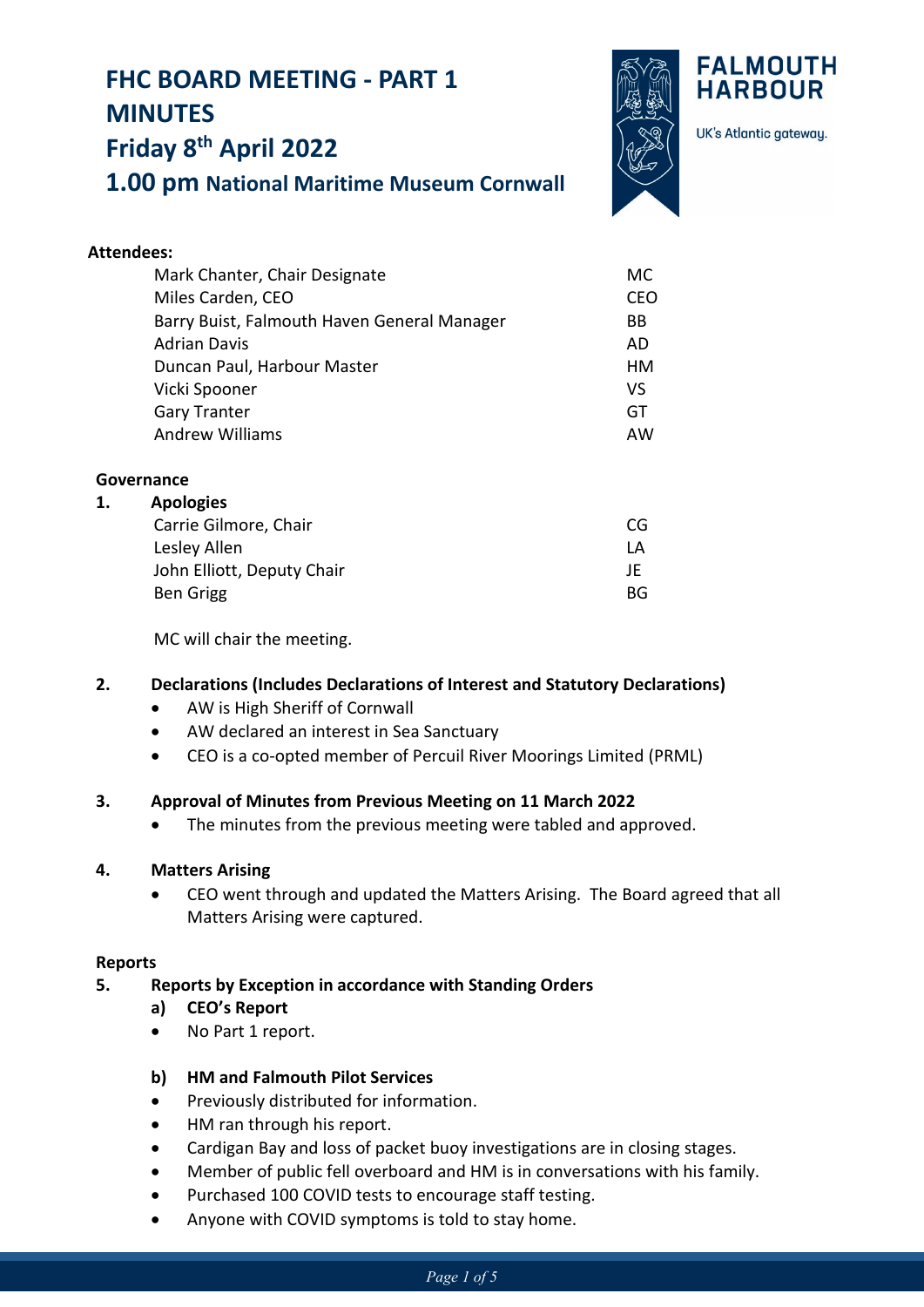# FHC BOARD MEETING - PART 1 MINUTES
# Friday 8th April 2022
## 1.00 pm National Maritime Museum Cornwall

FALMOUTH HARBOUR

UK's Atlantic gateway.

**Attendees:**

| | |
|---|---|
| Mark Chanter, Chair Designate | MC |
| Miles Carden, CEO | CEO |
| Barry Buist, Falmouth Haven General Manager | BB |
| Adrian Davis | AD |
| Duncan Paul, Harbour Master | HM |
| Vicki Spooner | VS |
| Gary Tranter | GT |
| Andrew Williams | AW |

**Governance**

**1. Apologies**

| | |
|---|---|
| Carrie Gilmore, Chair | CG |
| Lesley Allen | LA |
| John Elliott, Deputy Chair | JE |
| Ben Grigg | BG |

MC will chair the meeting.

**2. Declarations (Includes Declarations of Interest and Statutory Declarations)**

- AW is High Sheriff of Cornwall
- AW declared an interest in Sea Sanctuary
- CEO is a co-opted member of Percuil River Moorings Limited (PRML)

**3. Approval of Minutes from Previous Meeting on 11 March 2022**

- The minutes from the previous meeting were tabled and approved.

**4. Matters Arising**

- CEO went through and updated the Matters Arising. The Board agreed that all Matters Arising were captured.

**Reports**

**5. Reports by Exception in accordance with Standing Orders**

**a) CEO's Report**

- No Part 1 report.

**b) HM and Falmouth Pilot Services**

- Previously distributed for information.
- HM ran through his report.
- Cardigan Bay and loss of packet buoy investigations are in closing stages.
- Member of public fell overboard and HM is in conversations with his family.
- Purchased 100 COVID tests to encourage staff testing.
- Anyone with COVID symptoms is told to stay home.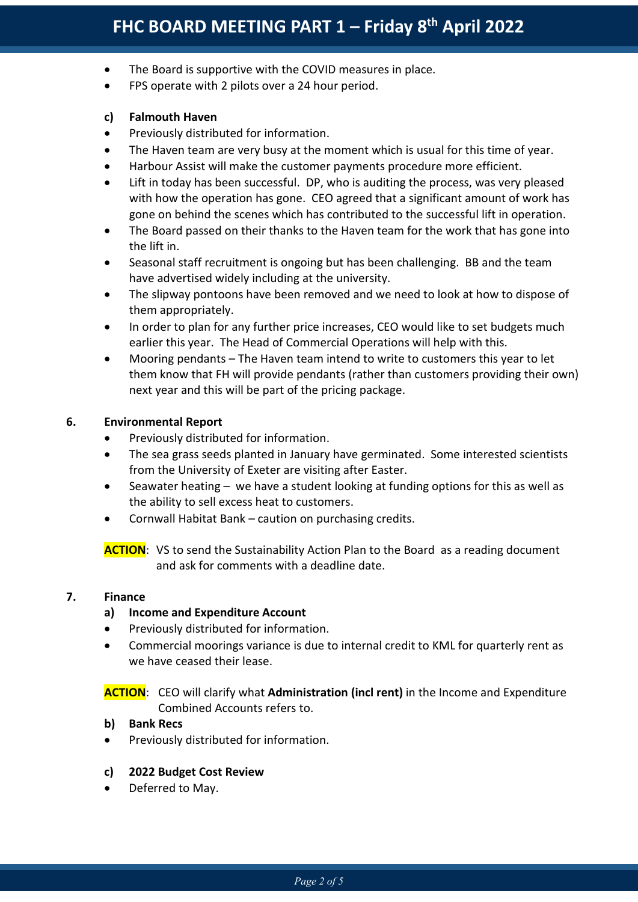- The Board is supportive with the COVID measures in place.
- FPS operate with 2 pilots over a 24 hour period.

**c) Falmouth Haven**

- Previously distributed for information.
- The Haven team are very busy at the moment which is usual for this time of year.
- Harbour Assist will make the customer payments procedure more efficient.
- Lift in today has been successful. DP, who is auditing the process, was very pleased with how the operation has gone. CEO agreed that a significant amount of work has gone on behind the scenes which has contributed to the successful lift in operation.
- The Board passed on their thanks to the Haven team for the work that has gone into the lift in.
- Seasonal staff recruitment is ongoing but has been challenging. BB and the team have advertised widely including at the university.
- The slipway pontoons have been removed and we need to look at how to dispose of them appropriately.
- In order to plan for any further price increases, CEO would like to set budgets much earlier this year. The Head of Commercial Operations will help with this.
- Mooring pendants – The Haven team intend to write to customers this year to let them know that FH will provide pendants (rather than customers providing their own) next year and this will be part of the pricing package.

## 6. Environmental Report

- Previously distributed for information.
- The sea grass seeds planted in January have germinated. Some interested scientists from the University of Exeter are visiting after Easter.
- Seawater heating – we have a student looking at funding options for this as well as the ability to sell excess heat to customers.
- Cornwall Habitat Bank – caution on purchasing credits.

**ACTION**: VS to send the Sustainability Action Plan to the Board as a reading document and ask for comments with a deadline date.

## 7. Finance

**a) Income and Expenditure Account**

- Previously distributed for information.
- Commercial moorings variance is due to internal credit to KML for quarterly rent as we have ceased their lease.

**ACTION**: CEO will clarify what **Administration (incl rent)** in the Income and Expenditure Combined Accounts refers to.

**b) Bank Recs**

- Previously distributed for information.

**c) 2022 Budget Cost Review**

- Deferred to May.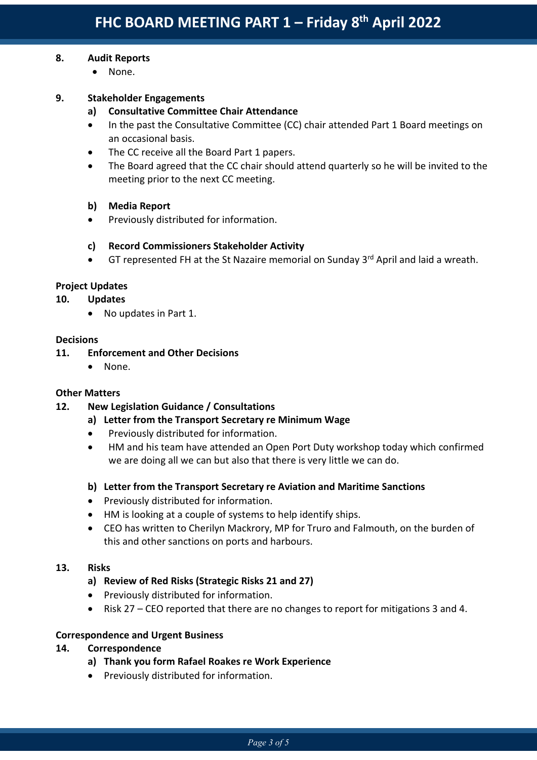## 8. Audit Reports

- None.

## 9. Stakeholder Engagements

### a) Consultative Committee Chair Attendance

- In the past the Consultative Committee (CC) chair attended Part 1 Board meetings on an occasional basis.
- The CC receive all the Board Part 1 papers.
- The Board agreed that the CC chair should attend quarterly so he will be invited to the meeting prior to the next CC meeting.

### b) Media Report

- Previously distributed for information.

### c) Record Commissioners Stakeholder Activity

- GT represented FH at the St Nazaire memorial on Sunday 3rd April and laid a wreath.

**Project Updates**

## 10. Updates

- No updates in Part 1.

**Decisions**

## 11. Enforcement and Other Decisions

- None.

**Other Matters**

## 12. New Legislation Guidance / Consultations

### a) Letter from the Transport Secretary re Minimum Wage

- Previously distributed for information.
- HM and his team have attended an Open Port Duty workshop today which confirmed we are doing all we can but also that there is very little we can do.

### b) Letter from the Transport Secretary re Aviation and Maritime Sanctions

- Previously distributed for information.
- HM is looking at a couple of systems to help identify ships.
- CEO has written to Cherilyn Mackrory, MP for Truro and Falmouth, on the burden of this and other sanctions on ports and harbours.

## 13. Risks

### a) Review of Red Risks (Strategic Risks 21 and 27)

- Previously distributed for information.
- Risk 27 – CEO reported that there are no changes to report for mitigations 3 and 4.

**Correspondence and Urgent Business**

## 14. Correspondence

### a) Thank you form Rafael Roakes re Work Experience

- Previously distributed for information.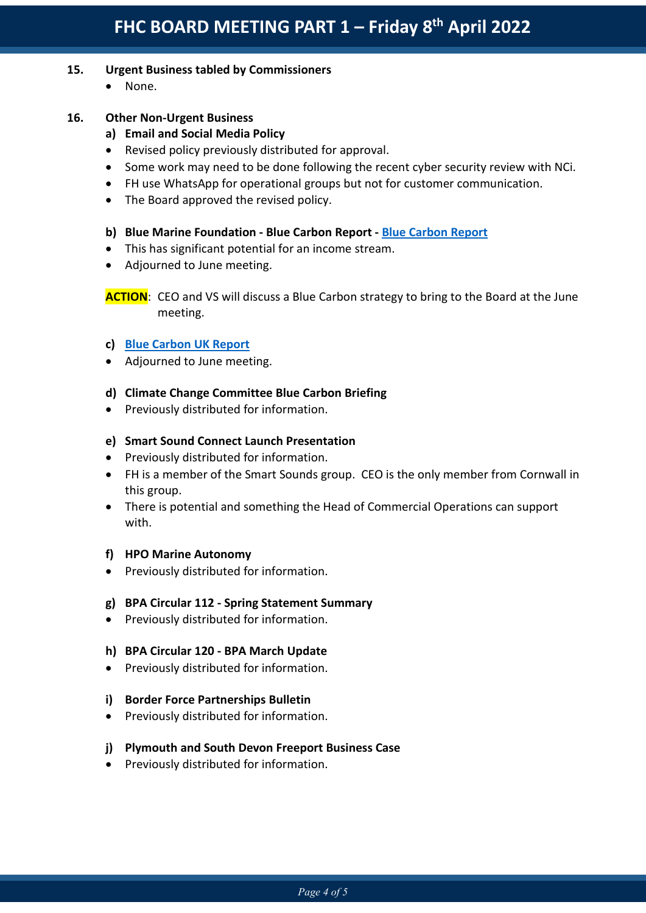**15. Urgent Business tabled by Commissioners**

- None.

**16. Other Non-Urgent Business**

**a) Email and Social Media Policy**

- Revised policy previously distributed for approval.
- Some work may need to be done following the recent cyber security review with NCi.
- FH use WhatsApp for operational groups but not for customer communication.
- The Board approved the revised policy.

**b) Blue Marine Foundation - Blue Carbon Report - Blue Carbon Report**

- This has significant potential for an income stream.
- Adjourned to June meeting.

**ACTION**: CEO and VS will discuss a Blue Carbon strategy to bring to the Board at the June meeting.

**c) Blue Carbon UK Report**

- Adjourned to June meeting.

**d) Climate Change Committee Blue Carbon Briefing**

- Previously distributed for information.

**e) Smart Sound Connect Launch Presentation**

- Previously distributed for information.
- FH is a member of the Smart Sounds group. CEO is the only member from Cornwall in this group.
- There is potential and something the Head of Commercial Operations can support with.

**f) HPO Marine Autonomy**

- Previously distributed for information.

**g) BPA Circular 112 - Spring Statement Summary**

- Previously distributed for information.

**h) BPA Circular 120 - BPA March Update**

- Previously distributed for information.

**i) Border Force Partnerships Bulletin**

- Previously distributed for information.

**j) Plymouth and South Devon Freeport Business Case**

- Previously distributed for information.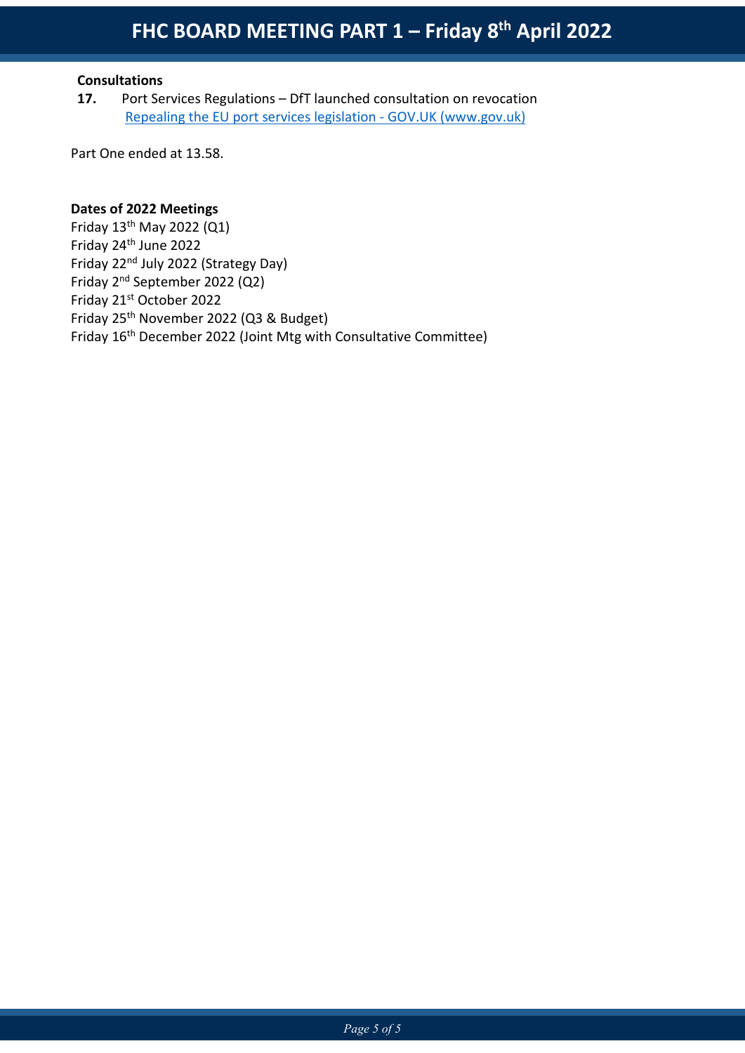**Consultations**

**17.** Port Services Regulations – DfT launched consultation on revocation
[Repealing the EU port services legislation - GOV.UK (www.gov.uk)]

Part One ended at 13.58.

**Dates of 2022 Meetings**

Friday 13th May 2022 (Q1)
Friday 24th June 2022
Friday 22nd July 2022 (Strategy Day)
Friday 2nd September 2022 (Q2)
Friday 21st October 2022
Friday 25th November 2022 (Q3 & Budget)
Friday 16th December 2022 (Joint Mtg with Consultative Committee)